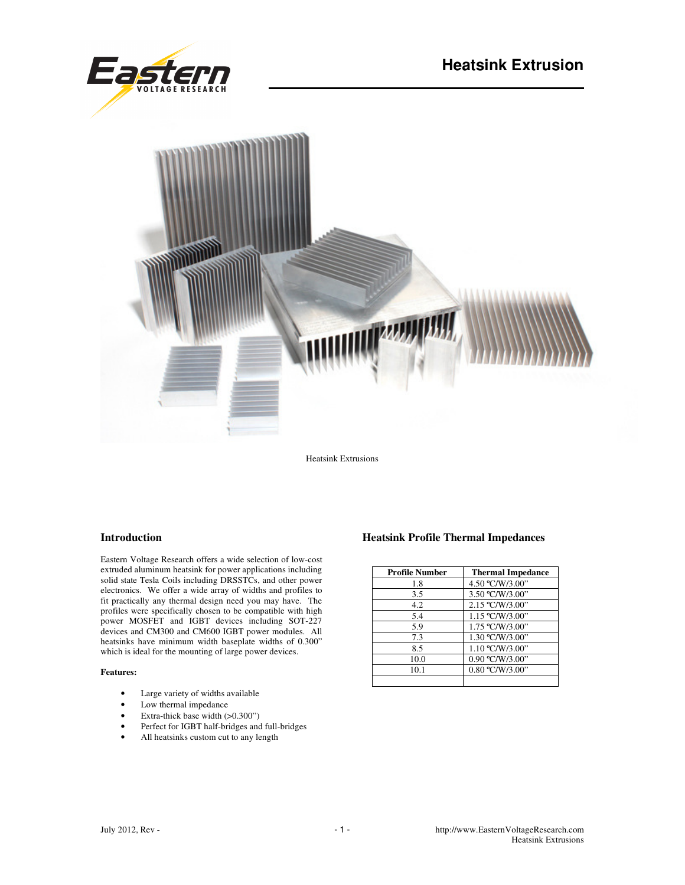# Heatsink Extrusion

Heatsink Extrusions

## Introduction

Eastern Voltage Research offers a wide selection of low-cost extruded aluminum heatsink for power applications including solid state Tesla Coils including DRSSTCs, and other power electronics. We offer a wide array of widths and profiles to fit practically any thermal design need you may have. The profiles were specifically chosen to be compatible with high power MOSFET and IGBT devices including SOT-227 devices and CM300 and CM600 IGBT power modules. All heatsinks have minimum width baseplate widths of 0.300" which is ideal for the mounting of large power devices.

**Features:**

- Large variety of widths available
- Low thermal impedance
- Extra-thick base width (>0.300")
- Perfect for IGBT half-bridges and full-bridges
- All heatsinks custom cut to any length

## Heatsink Profile Thermal Impedances

| Profile Number | Thermal Impedance |
| --- | --- |
| 1.8 | 4.50 ºC/W/3.00" |
| 3.5 | 3.50 ºC/W/3.00" |
| 4.2 | 2.15 ºC/W/3.00" |
| 5.4 | 1.15 ºC/W/3.00" |
| 5.9 | 1.75 ºC/W/3.00" |
| 7.3 | 1.30 ºC/W/3.00" |
| 8.5 | 1.10 ºC/W/3.00" |
| 10.0 | 0.90 ºC/W/3.00" |
| 10.1 | 0.80 ºC/W/3.00" |
| | |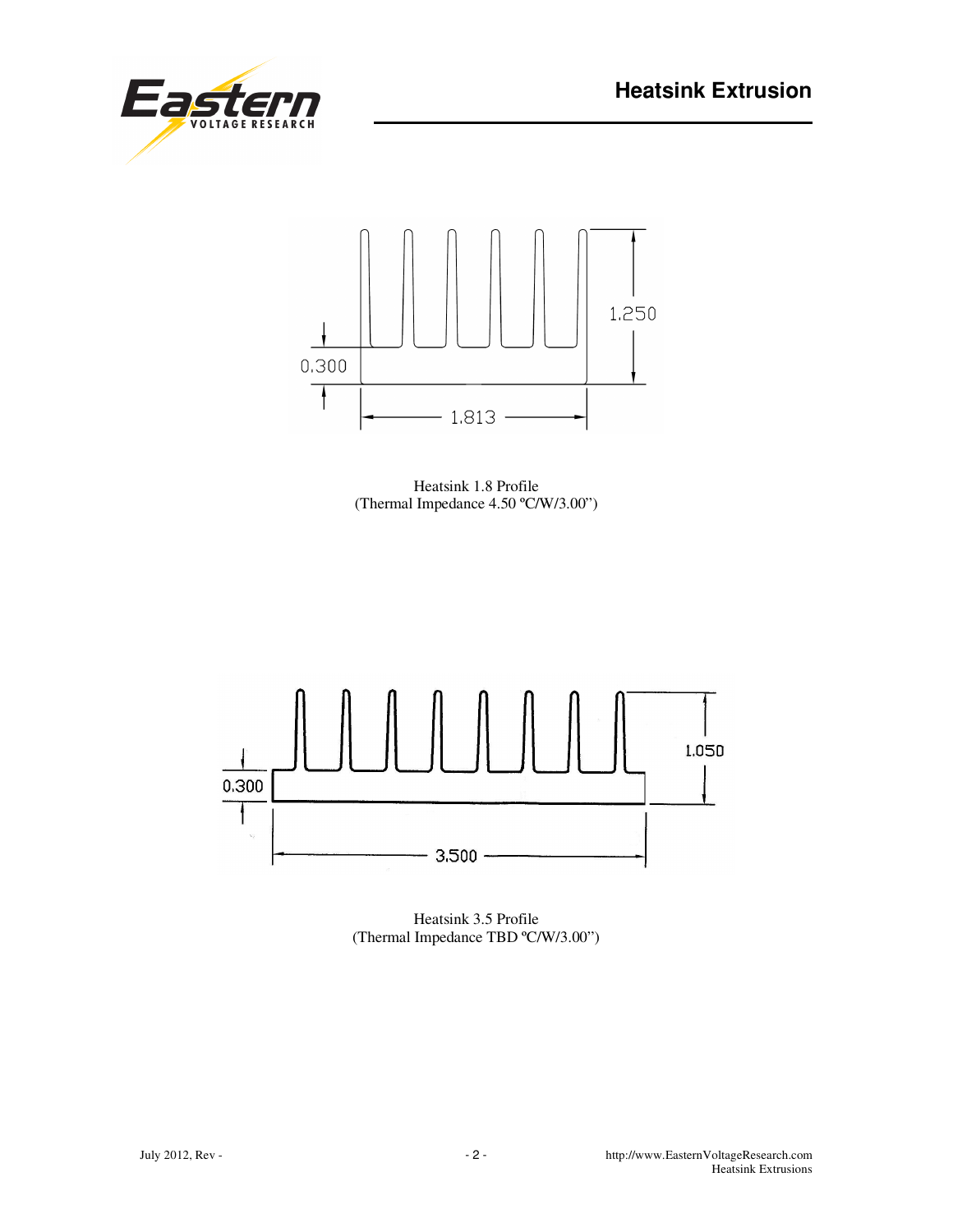0.300

1.250

1.813

Heatsink 1.8 Profile
(Thermal Impedance 4.50 ºC/W/3.00")

0.300

1.050

3.500

Heatsink 3.5 Profile
(Thermal Impedance TBD ºC/W/3.00")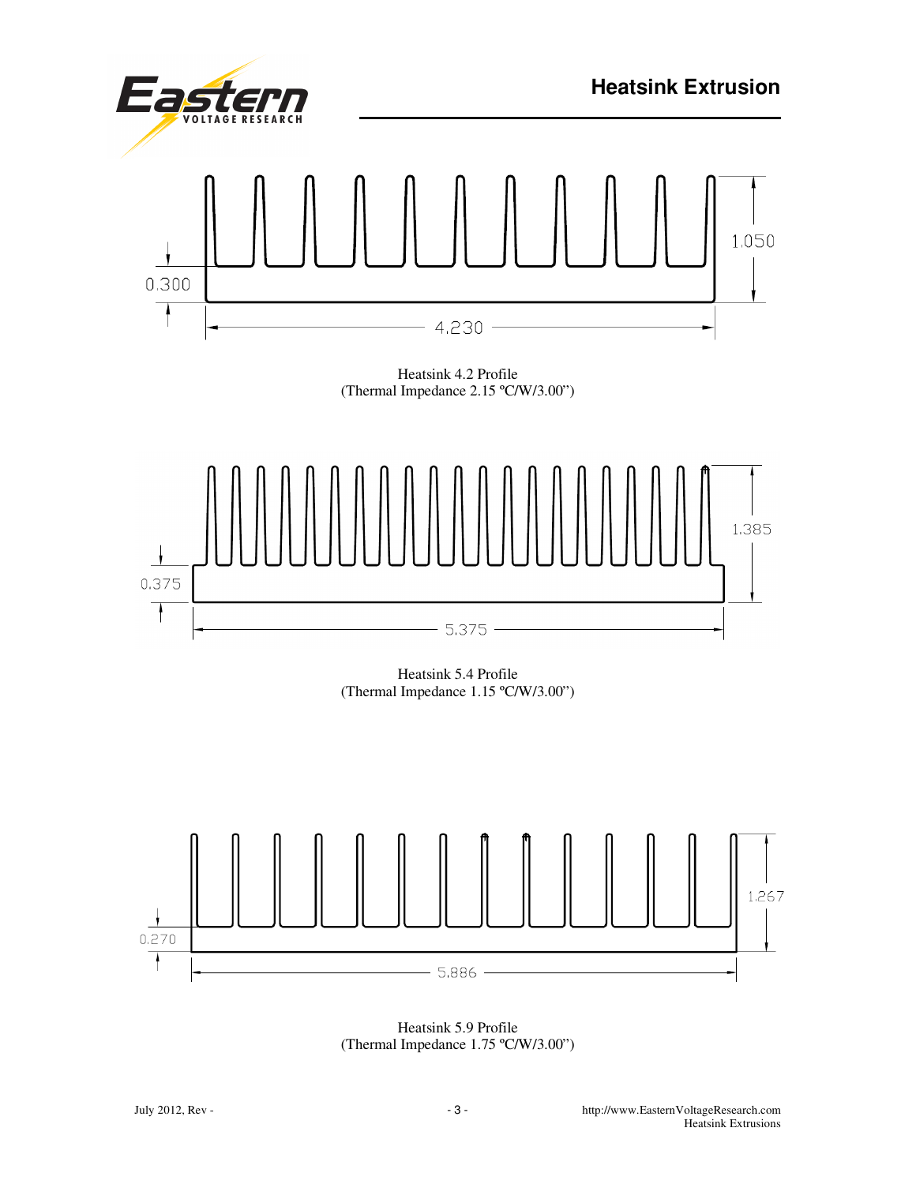# Heatsink Extrusion

1.050

0.300

4.230

Heatsink 4.2 Profile
(Thermal Impedance 2.15 ºC/W/3.00")

1.385

0.375

5.375

Heatsink 5.4 Profile
(Thermal Impedance 1.15 ºC/W/3.00")

1.267

0.270

5.886

Heatsink 5.9 Profile
(Thermal Impedance 1.75 ºC/W/3.00")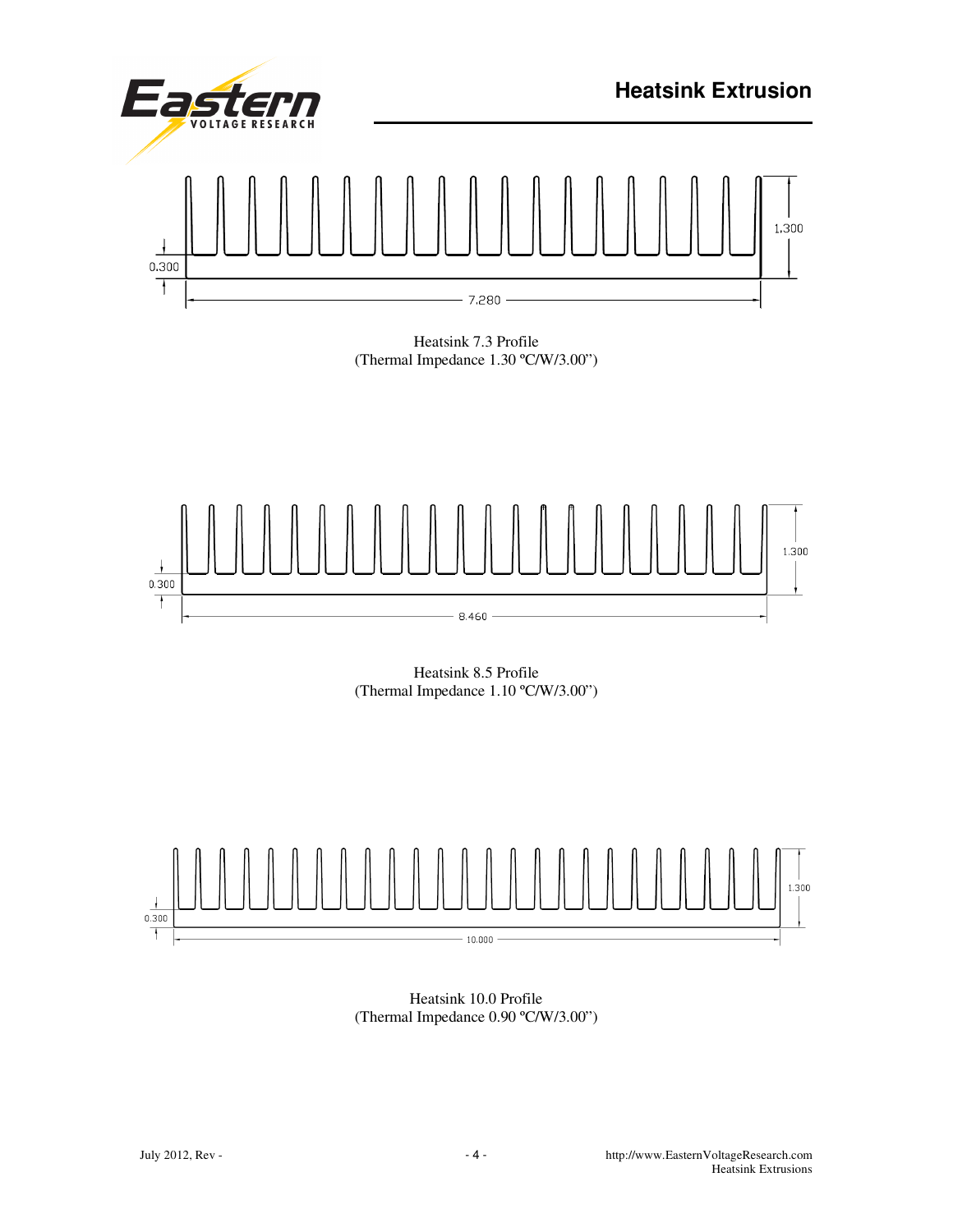## Heatsink Extrusion

0.300

1.300

7.280

Heatsink 7.3 Profile
(Thermal Impedance 1.30 ºC/W/3.00")

0.300

1.300

8.460

Heatsink 8.5 Profile
(Thermal Impedance 1.10 ºC/W/3.00")

0.300

1.300

10.000

Heatsink 10.0 Profile
(Thermal Impedance 0.90 ºC/W/3.00")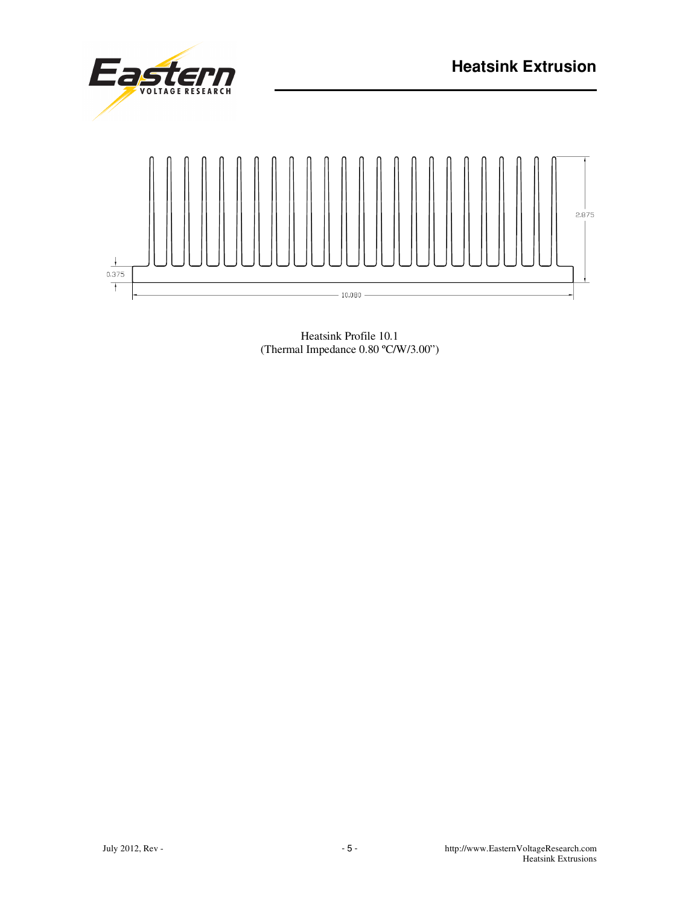## Heatsink Extrusion

0.375

2.875

10.080

Heatsink Profile 10.1
(Thermal Impedance 0.80 ºC/W/3.00”)